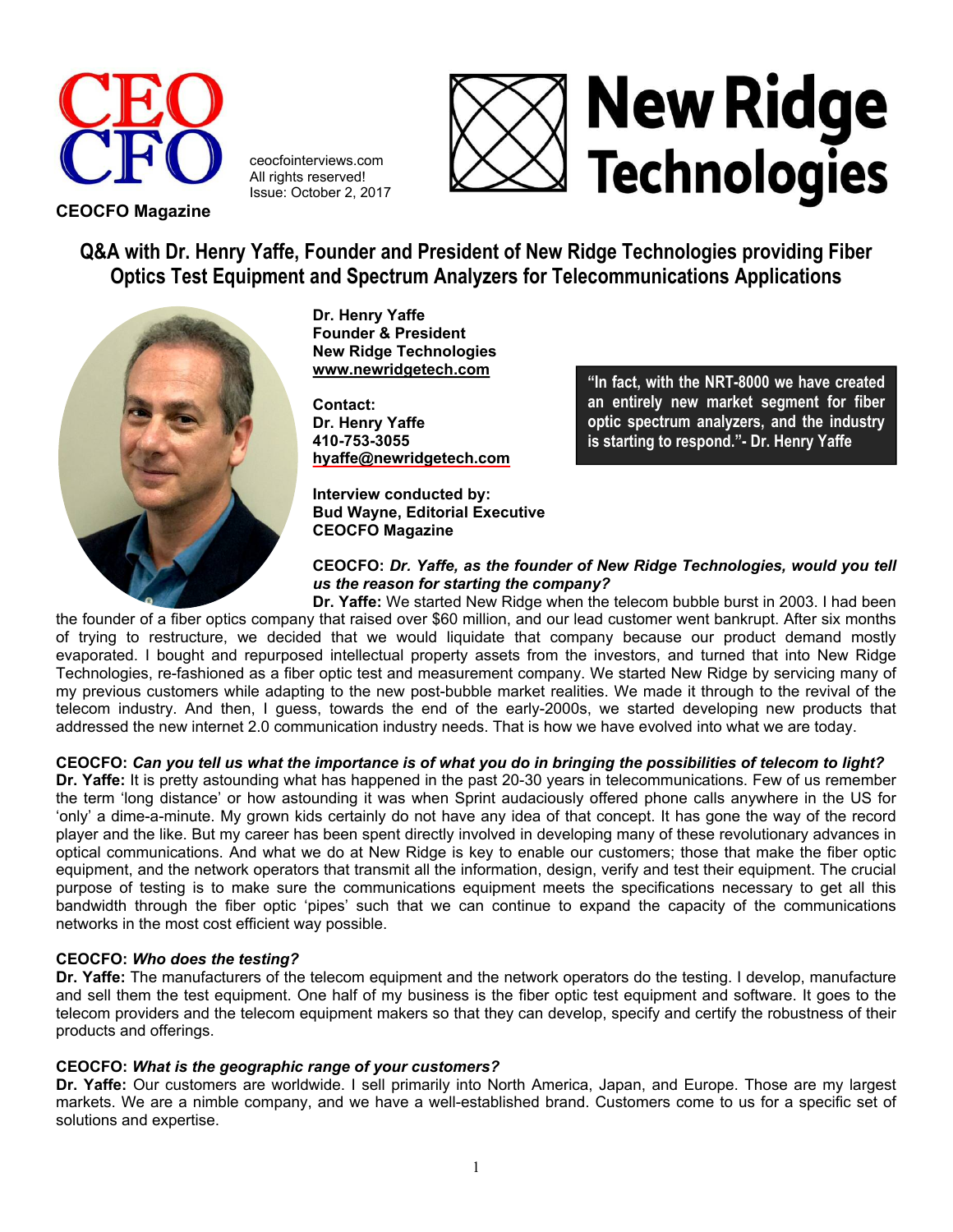CEOCFO Magazine

ceocfointerviews.com
All rights reserved!
Issue: October 2, 2017

# Q&A with Dr. Henry Yaffe, Founder and President of New Ridge Technologies providing Fiber Optics Test Equipment and Spectrum Analyzers for Telecommunications Applications

**Dr. Henry Yaffe**
**Founder & President**
**New Ridge Technologies**
**www.newridgetech.com**

**Contact:**
**Dr. Henry Yaffe**
**410-753-3055**
**hyaffe@newridgetech.com**

**Interview conducted by:**
**Bud Wayne, Editorial Executive**
**CEOCFO Magazine**

> **"In fact, with the NRT-8000 we have created an entirely new market segment for fiber optic spectrum analyzers, and the industry is starting to respond."- Dr. Henry Yaffe**

**CEOCFO:** ***Dr. Yaffe, as the founder of New Ridge Technologies, would you tell us the reason for starting the company?***

**Dr. Yaffe:** We started New Ridge when the telecom bubble burst in 2003. I had been the founder of a fiber optics company that raised over $60 million, and our lead customer went bankrupt. After six months of trying to restructure, we decided that we would liquidate that company because our product demand mostly evaporated. I bought and repurposed intellectual property assets from the investors, and turned that into New Ridge Technologies, re-fashioned as a fiber optic test and measurement company. We started New Ridge by servicing many of my previous customers while adapting to the new post-bubble market realities. We made it through to the revival of the telecom industry. And then, I guess, towards the end of the early-2000s, we started developing new products that addressed the new internet 2.0 communication industry needs. That is how we have evolved into what we are today.

**CEOCFO:** ***Can you tell us what the importance is of what you do in bringing the possibilities of telecom to light?***

**Dr. Yaffe:** It is pretty astounding what has happened in the past 20-30 years in telecommunications. Few of us remember the term 'long distance' or how astounding it was when Sprint audaciously offered phone calls anywhere in the US for 'only' a dime-a-minute. My grown kids certainly do not have any idea of that concept. It has gone the way of the record player and the like. But my career has been spent directly involved in developing many of these revolutionary advances in optical communications. And what we do at New Ridge is key to enable our customers; those that make the fiber optic equipment, and the network operators that transmit all the information, design, verify and test their equipment. The crucial purpose of testing is to make sure the communications equipment meets the specifications necessary to get all this bandwidth through the fiber optic 'pipes' such that we can continue to expand the capacity of the communications networks in the most cost efficient way possible.

**CEOCFO:** ***Who does the testing?***

**Dr. Yaffe:** The manufacturers of the telecom equipment and the network operators do the testing. I develop, manufacture and sell them the test equipment. One half of my business is the fiber optic test equipment and software. It goes to the telecom providers and the telecom equipment makers so that they can develop, specify and certify the robustness of their products and offerings.

**CEOCFO:** ***What is the geographic range of your customers?***

**Dr. Yaffe:** Our customers are worldwide. I sell primarily into North America, Japan, and Europe. Those are my largest markets. We are a nimble company, and we have a well-established brand. Customers come to us for a specific set of solutions and expertise.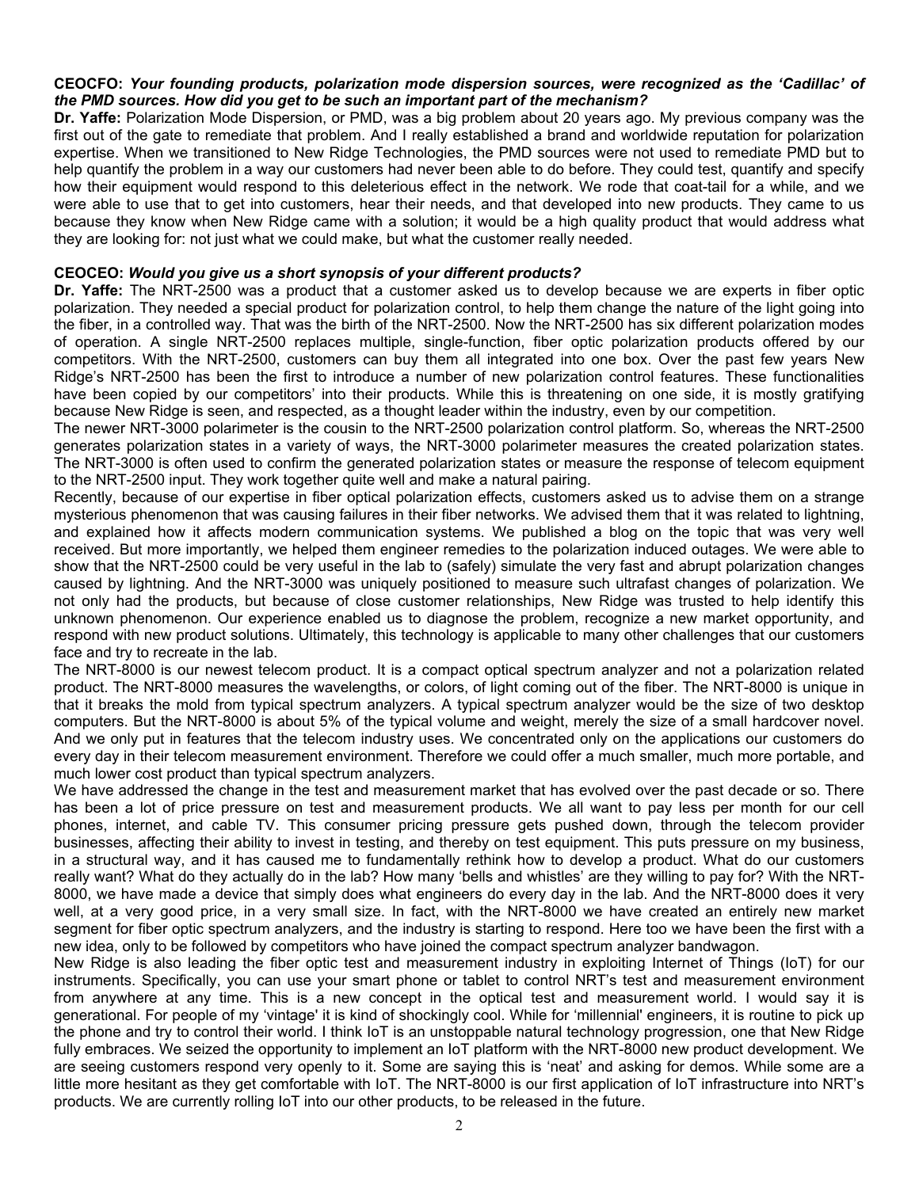**CEOCFO:** ***Your founding products, polarization mode dispersion sources, were recognized as the 'Cadillac' of the PMD sources. How did you get to be such an important part of the mechanism?***

**Dr. Yaffe:** Polarization Mode Dispersion, or PMD, was a big problem about 20 years ago. My previous company was the first out of the gate to remediate that problem. And I really established a brand and worldwide reputation for polarization expertise. When we transitioned to New Ridge Technologies, the PMD sources were not used to remediate PMD but to help quantify the problem in a way our customers had never been able to do before. They could test, quantify and specify how their equipment would respond to this deleterious effect in the network. We rode that coat-tail for a while, and we were able to use that to get into customers, hear their needs, and that developed into new products. They came to us because they know when New Ridge came with a solution; it would be a high quality product that would address what they are looking for: not just what we could make, but what the customer really needed.

**CEOCEO:** ***Would you give us a short synopsis of your different products?***

**Dr. Yaffe:** The NRT-2500 was a product that a customer asked us to develop because we are experts in fiber optic polarization. They needed a special product for polarization control, to help them change the nature of the light going into the fiber, in a controlled way. That was the birth of the NRT-2500. Now the NRT-2500 has six different polarization modes of operation. A single NRT-2500 replaces multiple, single-function, fiber optic polarization products offered by our competitors. With the NRT-2500, customers can buy them all integrated into one box. Over the past few years New Ridge's NRT-2500 has been the first to introduce a number of new polarization control features. These functionalities have been copied by our competitors' into their products. While this is threatening on one side, it is mostly gratifying because New Ridge is seen, and respected, as a thought leader within the industry, even by our competition.

The newer NRT-3000 polarimeter is the cousin to the NRT-2500 polarization control platform. So, whereas the NRT-2500 generates polarization states in a variety of ways, the NRT-3000 polarimeter measures the created polarization states. The NRT-3000 is often used to confirm the generated polarization states or measure the response of telecom equipment to the NRT-2500 input. They work together quite well and make a natural pairing.

Recently, because of our expertise in fiber optical polarization effects, customers asked us to advise them on a strange mysterious phenomenon that was causing failures in their fiber networks. We advised them that it was related to lightning, and explained how it affects modern communication systems. We published a blog on the topic that was very well received. But more importantly, we helped them engineer remedies to the polarization induced outages. We were able to show that the NRT-2500 could be very useful in the lab to (safely) simulate the very fast and abrupt polarization changes caused by lightning. And the NRT-3000 was uniquely positioned to measure such ultrafast changes of polarization. We not only had the products, but because of close customer relationships, New Ridge was trusted to help identify this unknown phenomenon. Our experience enabled us to diagnose the problem, recognize a new market opportunity, and respond with new product solutions. Ultimately, this technology is applicable to many other challenges that our customers face and try to recreate in the lab.

The NRT-8000 is our newest telecom product. It is a compact optical spectrum analyzer and not a polarization related product. The NRT-8000 measures the wavelengths, or colors, of light coming out of the fiber. The NRT-8000 is unique in that it breaks the mold from typical spectrum analyzers. A typical spectrum analyzer would be the size of two desktop computers. But the NRT-8000 is about 5% of the typical volume and weight, merely the size of a small hardcover novel. And we only put in features that the telecom industry uses. We concentrated only on the applications our customers do every day in their telecom measurement environment. Therefore we could offer a much smaller, much more portable, and much lower cost product than typical spectrum analyzers.

We have addressed the change in the test and measurement market that has evolved over the past decade or so. There has been a lot of price pressure on test and measurement products. We all want to pay less per month for our cell phones, internet, and cable TV. This consumer pricing pressure gets pushed down, through the telecom provider businesses, affecting their ability to invest in testing, and thereby on test equipment. This puts pressure on my business, in a structural way, and it has caused me to fundamentally rethink how to develop a product. What do our customers really want? What do they actually do in the lab? How many 'bells and whistles' are they willing to pay for? With the NRT-8000, we have made a device that simply does what engineers do every day in the lab. And the NRT-8000 does it very well, at a very good price, in a very small size. In fact, with the NRT-8000 we have created an entirely new market segment for fiber optic spectrum analyzers, and the industry is starting to respond. Here too we have been the first with a new idea, only to be followed by competitors who have joined the compact spectrum analyzer bandwagon.

New Ridge is also leading the fiber optic test and measurement industry in exploiting Internet of Things (IoT) for our instruments. Specifically, you can use your smart phone or tablet to control NRT's test and measurement environment from anywhere at any time. This is a new concept in the optical test and measurement world. I would say it is generational. For people of my 'vintage' it is kind of shockingly cool. While for 'millennial' engineers, it is routine to pick up the phone and try to control their world. I think IoT is an unstoppable natural technology progression, one that New Ridge fully embraces. We seized the opportunity to implement an IoT platform with the NRT-8000 new product development. We are seeing customers respond very openly to it. Some are saying this is 'neat' and asking for demos. While some are a little more hesitant as they get comfortable with IoT. The NRT-8000 is our first application of IoT infrastructure into NRT's products. We are currently rolling IoT into our other products, to be released in the future.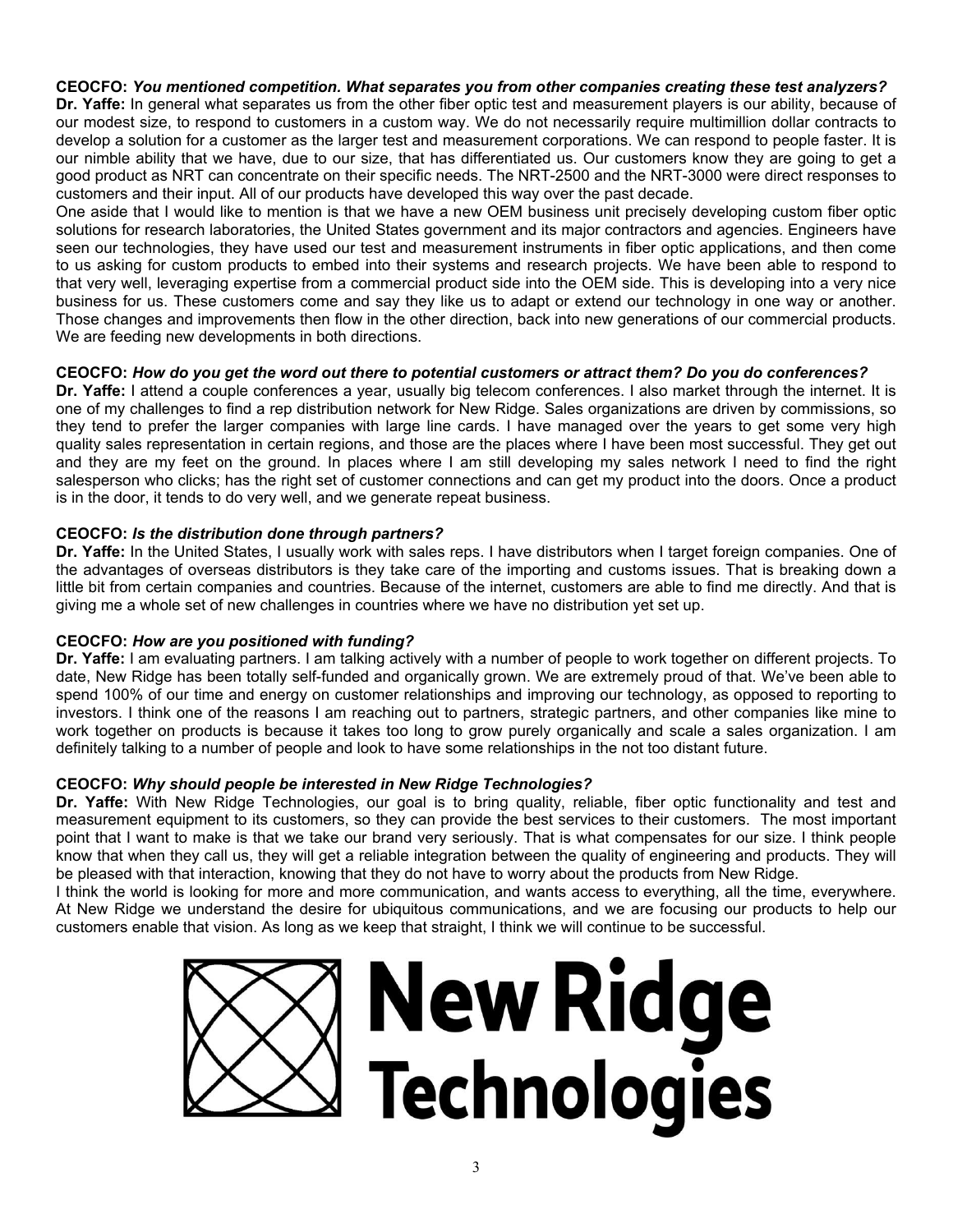**CEOCFO:** ***You mentioned competition. What separates you from other companies creating these test analyzers?***
**Dr. Yaffe:** In general what separates us from the other fiber optic test and measurement players is our ability, because of our modest size, to respond to customers in a custom way. We do not necessarily require multimillion dollar contracts to develop a solution for a customer as the larger test and measurement corporations. We can respond to people faster. It is our nimble ability that we have, due to our size, that has differentiated us. Our customers know they are going to get a good product as NRT can concentrate on their specific needs. The NRT-2500 and the NRT-3000 were direct responses to customers and their input. All of our products have developed this way over the past decade.
One aside that I would like to mention is that we have a new OEM business unit precisely developing custom fiber optic solutions for research laboratories, the United States government and its major contractors and agencies. Engineers have seen our technologies, they have used our test and measurement instruments in fiber optic applications, and then come to us asking for custom products to embed into their systems and research projects. We have been able to respond to that very well, leveraging expertise from a commercial product side into the OEM side. This is developing into a very nice business for us. These customers come and say they like us to adapt or extend our technology in one way or another. Those changes and improvements then flow in the other direction, back into new generations of our commercial products. We are feeding new developments in both directions.

**CEOCFO:** ***How do you get the word out there to potential customers or attract them? Do you do conferences?***
**Dr. Yaffe:** I attend a couple conferences a year, usually big telecom conferences. I also market through the internet. It is one of my challenges to find a rep distribution network for New Ridge. Sales organizations are driven by commissions, so they tend to prefer the larger companies with large line cards. I have managed over the years to get some very high quality sales representation in certain regions, and those are the places where I have been most successful. They get out and they are my feet on the ground. In places where I am still developing my sales network I need to find the right salesperson who clicks; has the right set of customer connections and can get my product into the doors. Once a product is in the door, it tends to do very well, and we generate repeat business.

**CEOCFO:** ***Is the distribution done through partners?***
**Dr. Yaffe:** In the United States, I usually work with sales reps. I have distributors when I target foreign companies. One of the advantages of overseas distributors is they take care of the importing and customs issues. That is breaking down a little bit from certain companies and countries. Because of the internet, customers are able to find me directly. And that is giving me a whole set of new challenges in countries where we have no distribution yet set up.

**CEOCFO:** ***How are you positioned with funding?***
**Dr. Yaffe:** I am evaluating partners. I am talking actively with a number of people to work together on different projects. To date, New Ridge has been totally self-funded and organically grown. We are extremely proud of that. We've been able to spend 100% of our time and energy on customer relationships and improving our technology, as opposed to reporting to investors. I think one of the reasons I am reaching out to partners, strategic partners, and other companies like mine to work together on products is because it takes too long to grow purely organically and scale a sales organization. I am definitely talking to a number of people and look to have some relationships in the not too distant future.

**CEOCFO:** ***Why should people be interested in New Ridge Technologies?***
**Dr. Yaffe:** With New Ridge Technologies, our goal is to bring quality, reliable, fiber optic functionality and test and measurement equipment to its customers, so they can provide the best services to their customers. The most important point that I want to make is that we take our brand very seriously. That is what compensates for our size. I think people know that when they call us, they will get a reliable integration between the quality of engineering and products. They will be pleased with that interaction, knowing that they do not have to worry about the products from New Ridge.
I think the world is looking for more and more communication, and wants access to everything, all the time, everywhere. At New Ridge we understand the desire for ubiquitous communications, and we are focusing our products to help our customers enable that vision. As long as we keep that straight, I think we will continue to be successful.

New Ridge Technologies